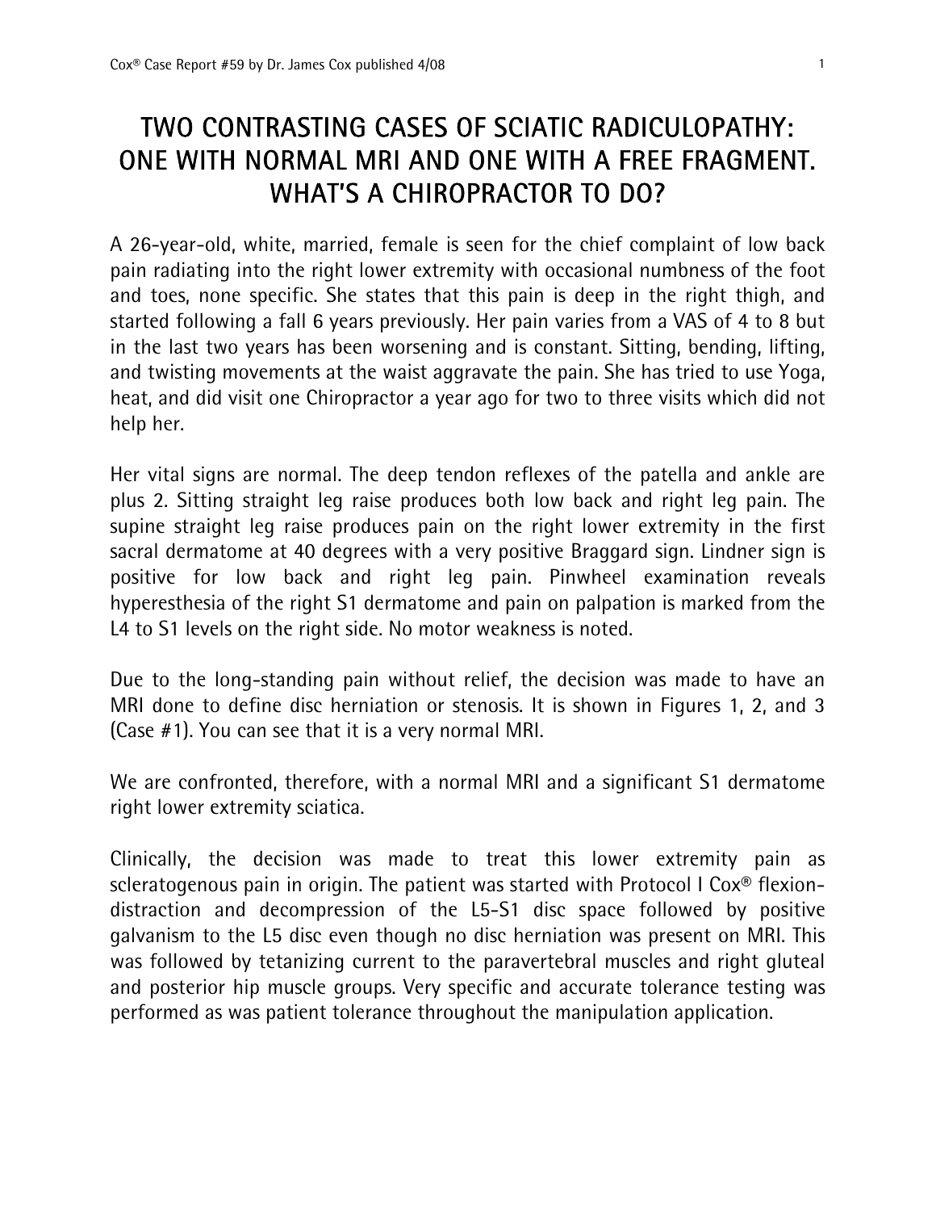# TWO CONTRASTING CASES OF SCIATIC RADICULOPATHY: ONE WITH NORMAL MRI AND ONE WITH A FREE FRAGMENT. WHAT'S A CHIROPRACTOR TO DO?

A 26-year-old, white, married, female is seen for the chief complaint of low back pain radiating into the right lower extremity with occasional numbness of the foot and toes, none specific. She states that this pain is deep in the right thigh, and started following a fall 6 years previously. Her pain varies from a VAS of 4 to 8 but in the last two years has been worsening and is constant. Sitting, bending, lifting, and twisting movements at the waist aggravate the pain. She has tried to use Yoga, heat, and did visit one Chiropractor a year ago for two to three visits which did not help her.

Her vital signs are normal. The deep tendon reflexes of the patella and ankle are plus 2. Sitting straight leg raise produces both low back and right leg pain. The supine straight leg raise produces pain on the right lower extremity in the first sacral dermatome at 40 degrees with a very positive Braggard sign. Lindner sign is positive for low back and right leg pain. Pinwheel examination reveals hyperesthesia of the right S1 dermatome and pain on palpation is marked from the L4 to S1 levels on the right side. No motor weakness is noted.

Due to the long-standing pain without relief, the decision was made to have an MRI done to define disc herniation or stenosis. It is shown in Figures 1, 2, and 3 (Case #1). You can see that it is a very normal MRI.

We are confronted, therefore, with a normal MRI and a significant S1 dermatome right lower extremity sciatica.

Clinically, the decision was made to treat this lower extremity pain as scleratogenous pain in origin. The patient was started with Protocol I Cox® flexion-distraction and decompression of the L5-S1 disc space followed by positive galvanism to the L5 disc even though no disc herniation was present on MRI. This was followed by tetanizing current to the paravertebral muscles and right gluteal and posterior hip muscle groups. Very specific and accurate tolerance testing was performed as was patient tolerance throughout the manipulation application.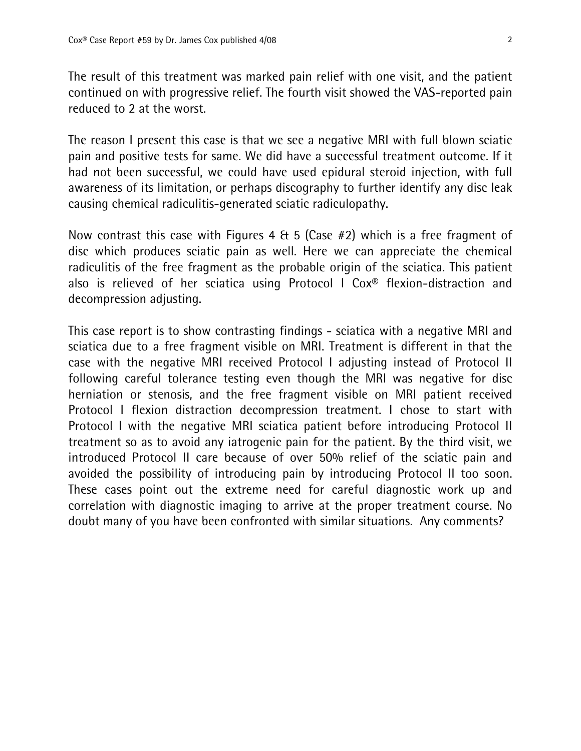The result of this treatment was marked pain relief with one visit, and the patient continued on with progressive relief. The fourth visit showed the VAS-reported pain reduced to 2 at the worst.

The reason I present this case is that we see a negative MRI with full blown sciatic pain and positive tests for same. We did have a successful treatment outcome. If it had not been successful, we could have used epidural steroid injection, with full awareness of its limitation, or perhaps discography to further identify any disc leak causing chemical radiculitis-generated sciatic radiculopathy.

Now contrast this case with Figures 4 & 5 (Case #2) which is a free fragment of disc which produces sciatic pain as well. Here we can appreciate the chemical radiculitis of the free fragment as the probable origin of the sciatica. This patient also is relieved of her sciatica using Protocol I Cox® flexion-distraction and decompression adjusting.

This case report is to show contrasting findings - sciatica with a negative MRI and sciatica due to a free fragment visible on MRI. Treatment is different in that the case with the negative MRI received Protocol I adjusting instead of Protocol II following careful tolerance testing even though the MRI was negative for disc herniation or stenosis, and the free fragment visible on MRI patient received Protocol I flexion distraction decompression treatment. I chose to start with Protocol I with the negative MRI sciatica patient before introducing Protocol II treatment so as to avoid any iatrogenic pain for the patient. By the third visit, we introduced Protocol II care because of over 50% relief of the sciatic pain and avoided the possibility of introducing pain by introducing Protocol II too soon. These cases point out the extreme need for careful diagnostic work up and correlation with diagnostic imaging to arrive at the proper treatment course. No doubt many of you have been confronted with similar situations. Any comments?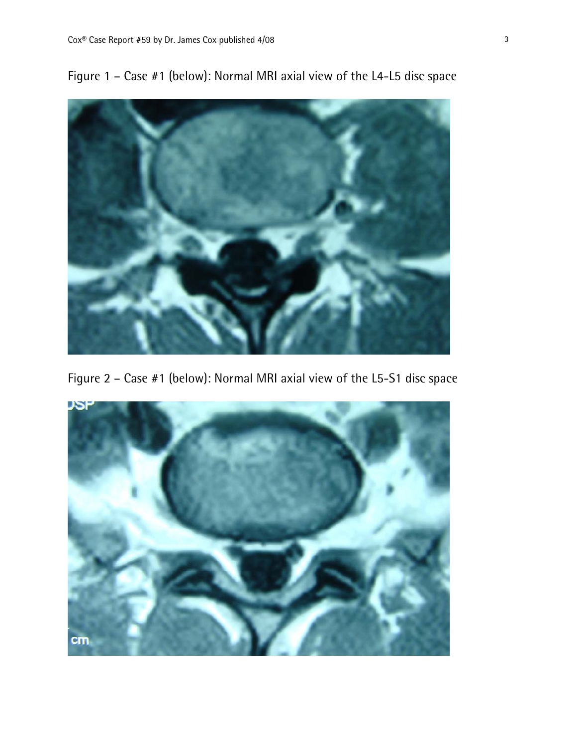Figure 1 – Case #1 (below): Normal MRI axial view of the L4-L5 disc space

Figure 2 – Case #1 (below): Normal MRI axial view of the L5-S1 disc space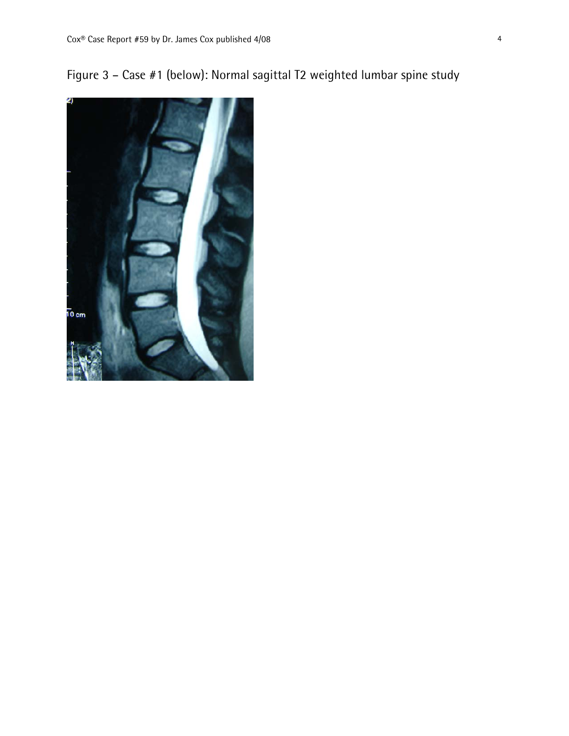Figure 3 – Case #1 (below): Normal sagittal T2 weighted lumbar spine study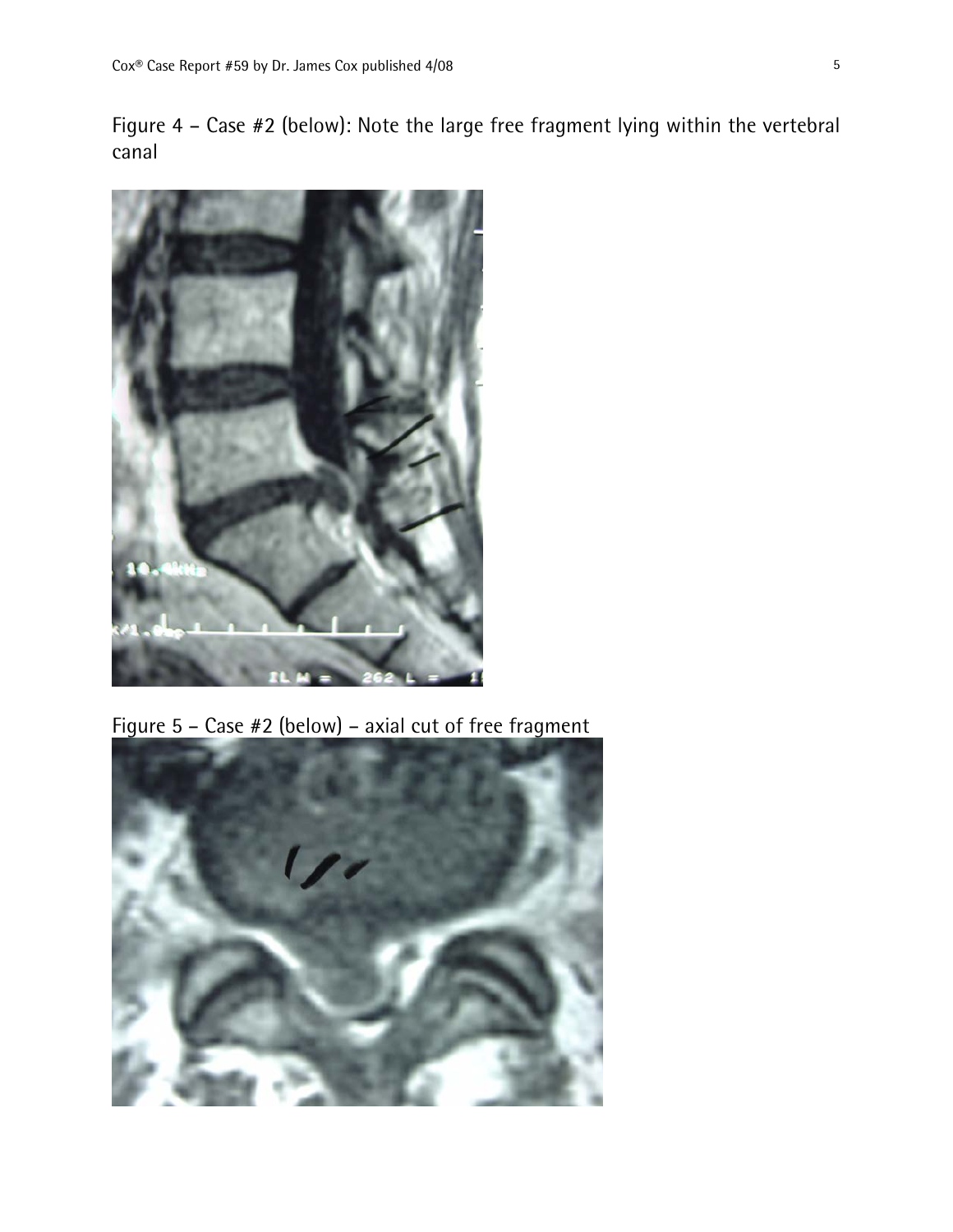Figure 4 – Case #2 (below): Note the large free fragment lying within the vertebral canal

Figure 5 – Case #2 (below) – axial cut of free fragment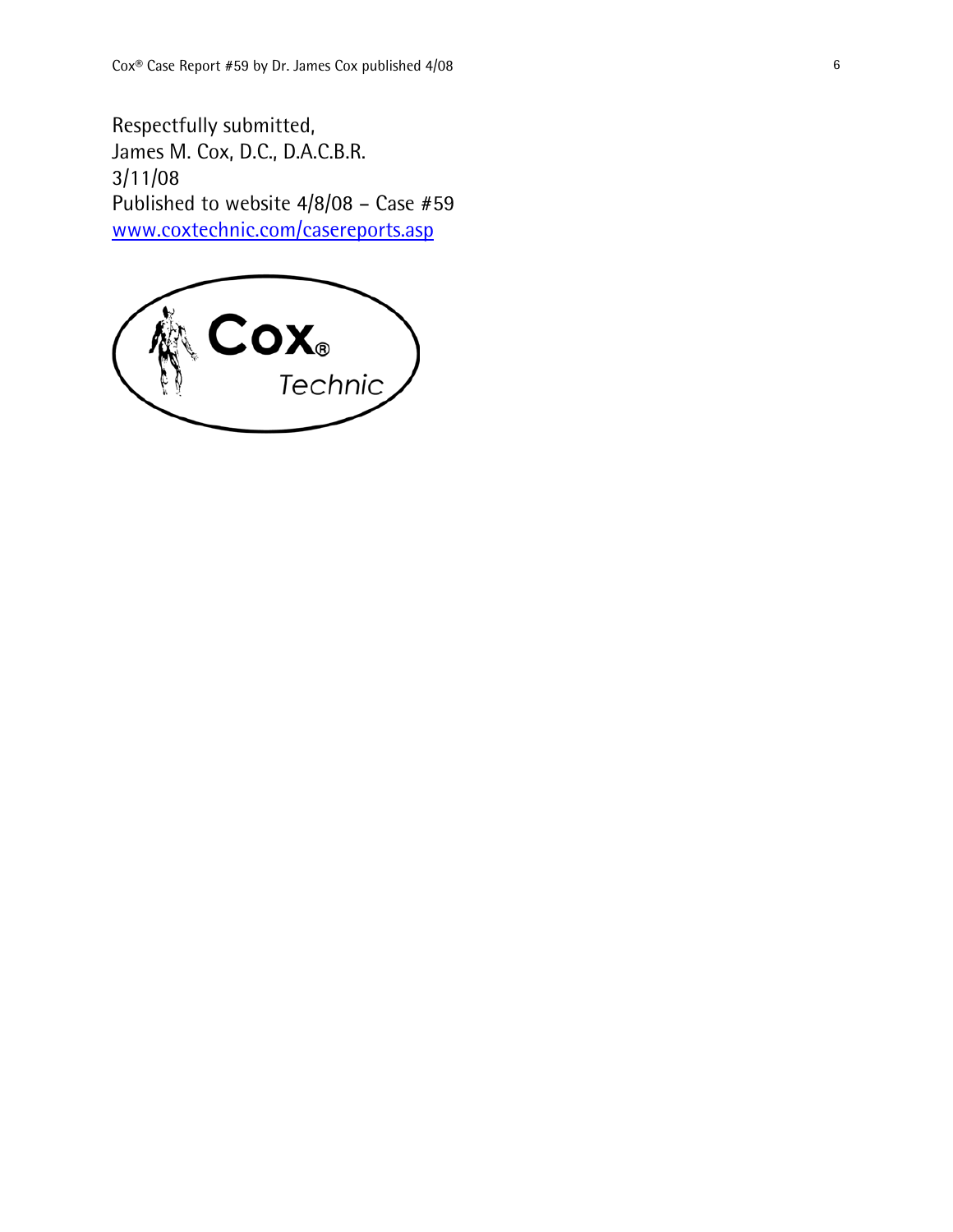Respectfully submitted,
James M. Cox, D.C., D.A.C.B.R.
3/11/08
Published to website 4/8/08 – Case #59
[www.coxtechnic.com/casereports.asp](http://www.coxtechnic.com/casereports.asp)

Cox®
Technic